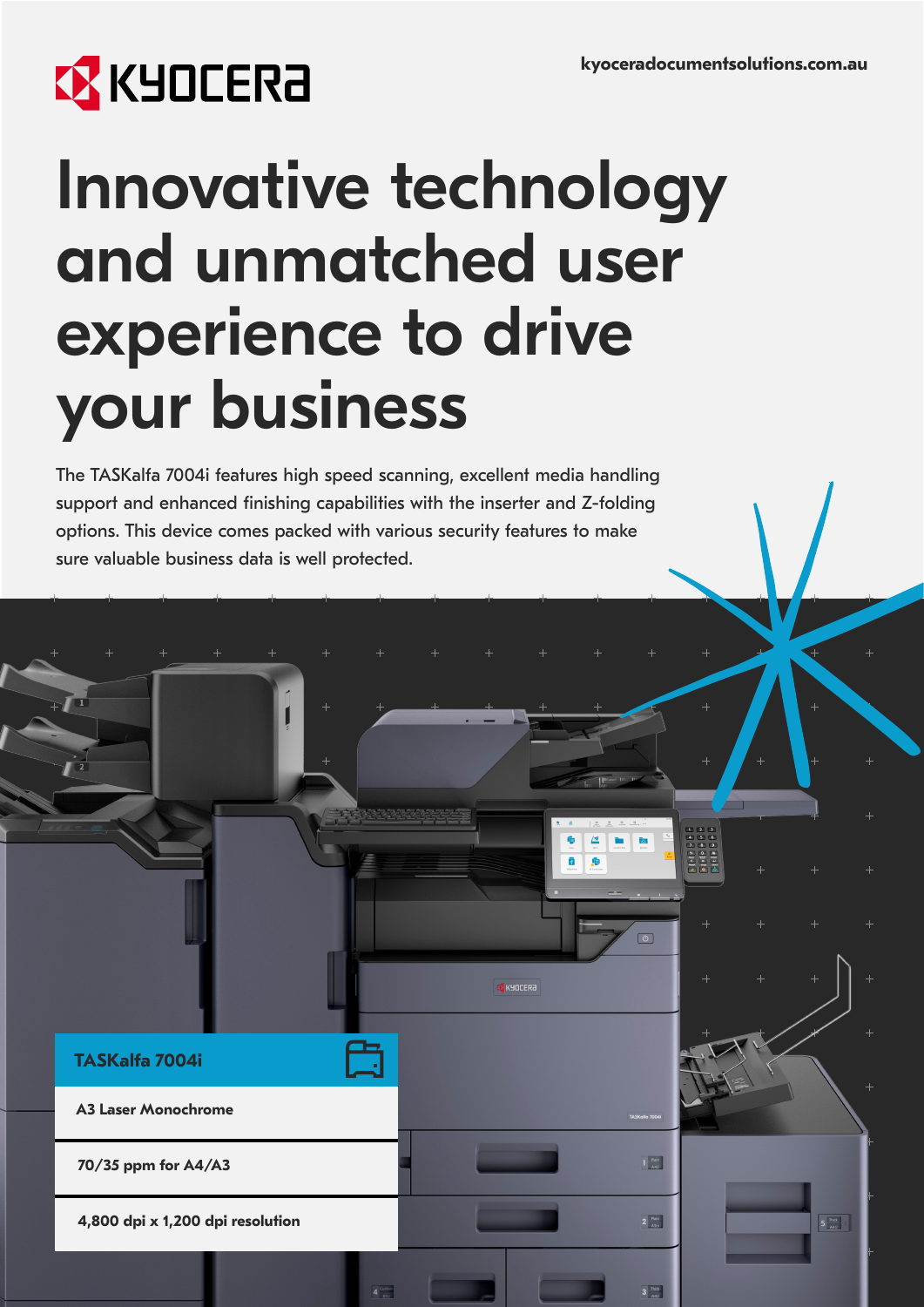kyoceradocumentsolutions.com.au

# Innovative technology and unmatched user experience to drive your business

The TASKalfa 7004i features high speed scanning, excellent media handling support and enhanced finishing capabilities with the inserter and Z-folding options. This device comes packed with various security features to make sure valuable business data is well protected.

## TASKalfa 7004i

**A3 Laser Monochrome**

**70/35 ppm for A4/A3**

**4,800 dpi x 1,200 dpi resolution**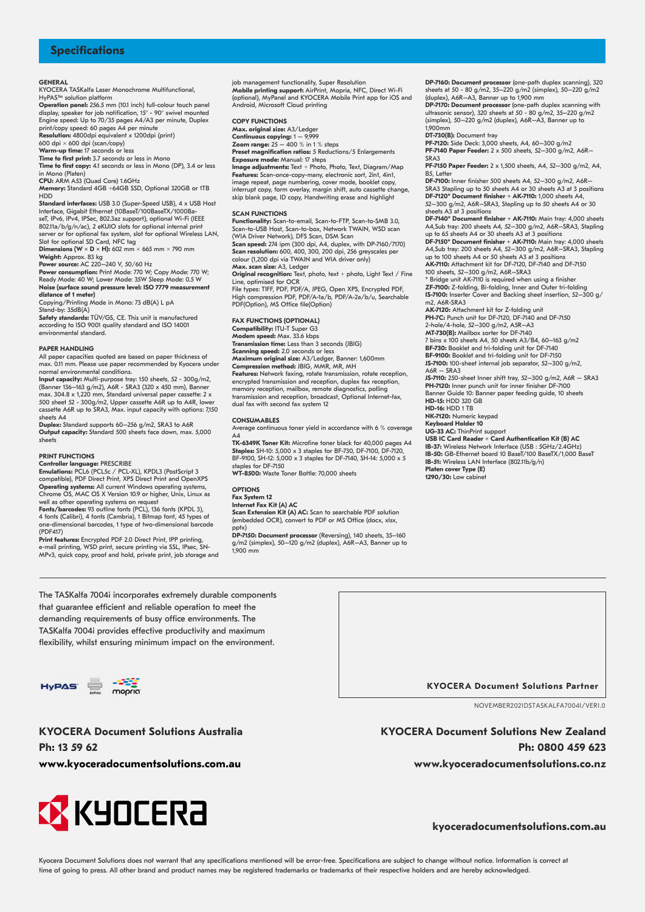## Specifications

### GENERAL

KYOCERA TASKalfa Laser Monochrome Multifunctional, HyPAS™ solution platform
**Operation panel:** 256.5 mm (10.1 inch) full-colour touch panel display, speaker for job notification, 15° - 90° swivel mounted
Engine speed: Up to 70/35 pages A4/A3 per minute, Duplex print/copy speed: 60 pages A4 per minute
**Resolution:** 4800dpi equivalent x 1200dpi (print)
600 dpi × 600 dpi (scan/copy)
**Warm-up time:** 17 seconds or less
**Time to first print:** 3.7 seconds or less in Mono
**Time to first copy:** 4.1 seconds or less in Mono (DP), 3.4 or less in Mono (Platen)
**CPU:** ARM A53 (Quad Core) 1.6GHz
**Memory:** Standard 4GB +64GB SSD, Optional 320GB or 1TB HDD
**Standard interfaces:** USB 3.0 (Super-Speed USB), 4 x USB Host Interface, Gigabit Ethernet (10BaseT/100BaseTX/1000BaseT, IPv6, IPv4, IPSec, 802.3az support), optional Wi-Fi (IEEE 802.11a/b/g/n/ac), 2 eKUIO slots for optional internal print server or for optional fax system, slot for optional Wireless LAN, Slot for optional SD Card, NFC tag
**Dimensions (W × D × H):** 602 mm × 665 mm × 790 mm
**Weight:** Approx. 83 kg
**Power source:** AC 220—240 V, 50/60 Hz
**Power consumption:** Print Mode: 770 W; Copy Mode: 770 W; Ready Mode: 40 W; Lower Mode: 35W Sleep Mode: 0.5 W
**Noise (surface sound pressure level: ISO 7779 measurement distance of 1 meter)**
Copying/Printing Mode in Mono: 73 dB(A) L pA
Stand-by: 35dB(A)
**Safety standards:** TÜV/GS, CE. This unit is manufactured according to ISO 9001 quality standard and ISO 14001 environmental standard.

### PAPER HANDLING

All paper capacities quoted are based on paper thickness of max. 0.11 mm. Please use paper recommended by Kyocera under normal environmental conditions.
**Input capacity:** Multi-purpose tray: 150 sheets, 52 - 300g/m2, (Banner 136–163 g/m2), A6R - SRA3 (320 x 450 mm), Banner max. 304.8 x 1,220 mm, Standard universal paper cassette: 2 x 500 sheet 52 - 300g/m2, Upper cassette A6R up to A4R, lower cassette A6R up to SRA3, Max. input capacity with options: 7,150 sheets A4
**Duplex:** Standard supports 60–256 g/m2, SRA3 to A6R
**Output capacity:** Standard 500 sheets face down, max. 5,000 sheets

### PRINT FUNCTIONS

**Controller language:** PRESCRIBE
**Emulations:** PCL6 (PCL5c / PCL-XL), KPDL3 (PostScript 3 compatible), PDF Direct Print, XPS Direct Print and OpenXPS
**Operating systems:** All current Windows operating systems, Chrome OS, MAC OS X Version 10.9 or higher, Unix, Linux as well as other operating systems on request
**Fonts/barcodes:** 93 outline fonts (PCL), 136 fonts (KPDL 3), 4 fonts (Calibri), 4 fonts (Cambria), 1 Bitmap font, 45 types of one-dimensional barcodes, 1 type of two-dimensional barcode (PDF417)
**Print features:** Encrypted PDF 2.0 Direct Print, IPP printing, e-mail printing, WSD print, secure printing via SSL, IPsec, SNMPv3, quick copy, proof and hold, private print, job storage and job management functionality, Super Resolution
**Mobile printing support:** AirPrint, Mopria, NFC, Direct Wi-Fi (optional), MyPanel and KYOCERA Mobile Print app for iOS and Android, Microsoft Cloud printing

### COPY FUNCTIONS

**Max. original size:** A3/Ledger
**Continuous copying:** 1 — 9,999
**Zoom range:** 25 — 400 % in 1 % steps
**Preset magnification ratios:** 5 Reductions/5 Enlargements
**Exposure mode:** Manual: 17 steps
**Image adjustments:** Text + Photo, Photo, Text, Diagram/Map
**Features:** Scan-once-copy-many, electronic sort, 2in1, 4in1, image repeat, page numbering, cover mode, booklet copy, interrupt copy, form overlay, margin shift, auto cassette change, skip blank page, ID copy, Handwriting erase and highlight

### SCAN FUNCTIONS

**Functionality:** Scan-to-email, Scan-to-FTP, Scan-to-SMB 3.0, Scan-to-USB Host, Scan-to-box, Network TWAIN, WSD scan (WIA Driver Network), DFS Scan, DSM Scan
**Scan speed:** 274 ipm (300 dpi, A4, duplex, with DP-7160/7170)
**Scan resolution:** 600, 400, 300, 200 dpi, 256 greyscales per colour (1,200 dpi via TWAIN and WIA driver only)
**Max. scan size:** A3, Ledger
**Original recognition:** Text, photo, text + photo, Light Text / Fine Line, optimised for OCR
File types: TIFF, PDF, PDF/A, JPEG, Open XPS, Encrypted PDF, High compression PDF, PDF/A-1a/b, PDF/A-2a/b/u, Searchable PDF(Option), MS Office file(Option)

### FAX FUNCTIONS (OPTIONAL)

**Compatibility:** ITU-T Super G3
**Modem speed:** Max. 33.6 kbps
**Transmission time:** Less than 3 seconds (JBIG)
**Scanning speed:** 2.0 seconds or less
**Maximum original size:** A3/Ledger, Banner: 1,600mm
**Compression method:** JBIG, MMR, MR, MH
**Features:** Network faxing, rotate transmission, rotate reception, encrypted transmission and reception, duplex fax reception, memory reception, mailbox, remote diagnostics, polling transmission and reception, broadcast, Optional Internet-fax, dual fax with second fax system 12

### CONSUMABLES

Average continuous toner yield in accordance with 6 % coverage A4
**TK-6349K Toner Kit:** Microfine toner black for 40,000 pages A4
**Staples:** SH-10: 5,000 x 3 staples for BF-730, DF-7100, DF-7120, BF-9100, SH-12: 5,000 x 3 staples for DF-7140, SH-14: 5,000 x 5 staples for DF-7150
**WT-8500:** Waste Toner Bottle: 70,000 sheets

### OPTIONS

**Fax System 12**
**Internet Fax Kit (A) AC**
**Scan Extension Kit (A) AC:** Scan to searchable PDF solution (embedded OCR), convert to PDF or MS Office (docx, xlsx, pptx)
**DP-7150: Document processor** (Reversing), 140 sheets, 35–160 g/m2 (simplex), 50–120 g/m2 (duplex), A6R–A3, Banner up to 1,900 mm
**DP-7160: Document processor** (one-path duplex scanning), 320 sheets at 50 - 80 g/m2, 35–220 g/m2 (simplex), 50–220 g/m2 (duplex), A6R–A3, Banner up to 1,900 mm
**DP-7170: Document processor** (one-path duplex scanning with ultrasonic sensor), 320 sheets at 50 - 80 g/m2, 35–220 g/m2 (simplex), 50–220 g/m2 (duplex), A6R–A3, Banner up to 1,900mm
**DT-730(B):** Document tray
**PF-7120:** Side Deck: 3,000 sheets, A4, 60–300 g/m2
**PF-7140 Paper Feeder:** 2 x 500 sheets, 52–300 g/m2, A6R–SRA3
**PF-7150 Paper Feeder:** 2 x 1,500 sheets, A4, 52–300 g/m2, A4, B5, Letter
**DF-7100:** Inner finisher 500 sheets A4, 52–300 g/m2, A6R–SRA3 Stapling up to 50 sheets A4 or 30 sheets A3 at 3 positions
**DF-7120\* Document finisher + AK-7110:** 1,000 sheets A4, 52–300 g/m2, A6R–SRA3, Stapling up to 50 sheets A4 or 30 sheets A3 at 3 positions
**DF-7140\* Document finisher + AK-7110:** Main tray: 4,000 sheets A4,Sub tray: 200 sheets A4, 52–300 g/m2, A6R–SRA3, Stapling up to 65 sheets A4 or 30 sheets A3 at 3 positions
**DF-7150\* Document finisher + AK-7110:** Main tray: 4,000 sheets A4,Sub tray: 200 sheets A4, 52–300 g/m2, A6R–SRA3, Stapling up to 100 sheets A4 or 50 sheets A3 at 3 positions
**AK-7110:** Attachment kit for DF-7120, DF-7140 and DF-7150 100 sheets, 52–300 g/m2, A6R–SRA3
\* Bridge unit AK-7110 is required when using a finisher
**ZF-7100:** Z-folding, Bi-folding, Inner and Outer tri-folding
**IS-7100:** Inserter Cover and Backing sheet insertion, 52–300 g/m2, A6R-SRA3
**AK-7120:** Attachment kit for Z-folding unit
**PH-7C:** Punch unit for DF-7120, DF-7140 and DF-7150 2-hole/4-hole, 52–300 g/m2, A5R–A3
**MT-730(B):** Mailbox sorter for DF-7140
7 bins x 100 sheets A4, 50 sheets A3/B4, 60–163 g/m2
**BF-730:** Booklet and tri-folding unit for DF-7140
**BF-9100:** Booklet and tri-folding unit for DF-7150
**JS-7100:** 100-sheet internal job separator, 52–300 g/m2, A6R – SRA3
**JS-7110:** 250-sheet Inner shift tray, 52–300 g/m2, A6R – SRA3
**PH-7120:** Inner punch unit for inner finisher DF-7100
Banner Guide 10: Banner paper feeding guide, 10 sheets
**HD-15:** HDD 320 GB
**HD-16:** HDD 1 TB
**NK-7120:** Numeric keypad
**Keyboard Holder 10**
**UG-33 AC:** ThinPrint support
**USB IC Card Reader + Card Authentication Kit (B) AC**
**IB-37:** Wireless Network Interface (USB : 5GHz/2.4GHz)
**IB-50:** GB-Ethernet board 10 BaseT/100 BaseTX/1,000 BaseT
**IB-51:** Wireless LAN Interface (802.11b/g/n)
**Platen cover Type (E)**
**1290/30:** Low cabinet

---

The TASKalfa 7004i incorporates extremely durable components that guarantee efficient and reliable operation to meet the demanding requirements of busy office environments. The TASKalfa 7004i provides effective productivity and maximum flexibility, whilst ensuring minimum impact on the environment.

HyPAS AirPrint mopria

**KYOCERA Document Solutions Partner**

NOVEMBER2021DSTASKALFA7004I/VER1.0

**KYOCERA Document Solutions Australia**
**Ph: 13 59 62**
**www.kyoceradocumentsolutions.com.au**

**KYOCERA Document Solutions New Zealand**
**Ph: 0800 459 623**
**www.kyoceradocumentsolutions.co.nz**

KYOCERA

**kyoceradocumentsolutions.com.au**

Kyocera Document Solutions does not warrant that any specifications mentioned will be error-free. Specifications are subject to change without notice. Information is correct at time of going to press. All other brand and product names may be registered trademarks or trademarks of their respective holders and are hereby acknowledged.